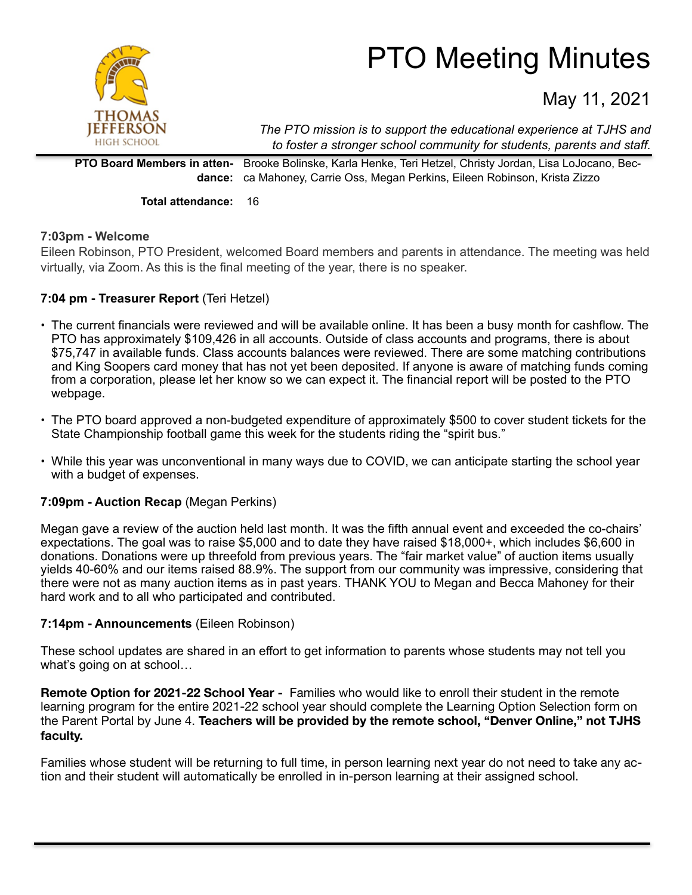THOMAS JEFFERSON HIGH SCHOOL

# PTO Meeting Minutes

## May 11, 2021

*The PTO mission is to support the educational experience at TJHS and to foster a stronger school community for students, parents and staff.*

**PTO Board Members in attendance:** Brooke Bolinske, Karla Henke, Teri Hetzel, Christy Jordan, Lisa LoJocano, Becca Mahoney, Carrie Oss, Megan Perkins, Eileen Robinson, Krista Zizzo

**Total attendance:** 16

### 7:03pm - Welcome

Eileen Robinson, PTO President, welcomed Board members and parents in attendance. The meeting was held virtually, via Zoom. As this is the final meeting of the year, there is no speaker.

### 7:04 pm - Treasurer Report (Teri Hetzel)

- The current financials were reviewed and will be available online. It has been a busy month for cashflow. The PTO has approximately $109,426 in all accounts. Outside of class accounts and programs, there is about $75,747 in available funds. Class accounts balances were reviewed. There are some matching contributions and King Soopers card money that has not yet been deposited. If anyone is aware of matching funds coming from a corporation, please let her know so we can expect it. The financial report will be posted to the PTO webpage.
- The PTO board approved a non-budgeted expenditure of approximately $500 to cover student tickets for the State Championship football game this week for the students riding the "spirit bus."
- While this year was unconventional in many ways due to COVID, we can anticipate starting the school year with a budget of expenses.

### 7:09pm - Auction Recap (Megan Perkins)

Megan gave a review of the auction held last month. It was the fifth annual event and exceeded the co-chairs' expectations. The goal was to raise $5,000 and to date they have raised $18,000+, which includes $6,600 in donations. Donations were up threefold from previous years. The "fair market value" of auction items usually yields 40-60% and our items raised 88.9%. The support from our community was impressive, considering that there were not as many auction items as in past years. THANK YOU to Megan and Becca Mahoney for their hard work and to all who participated and contributed.

### 7:14pm - Announcements (Eileen Robinson)

These school updates are shared in an effort to get information to parents whose students may not tell you what's going on at school…

**Remote Option for 2021-22 School Year -** Families who would like to enroll their student in the remote learning program for the entire 2021-22 school year should complete the Learning Option Selection form on the Parent Portal by June 4. **Teachers will be provided by the remote school, "Denver Online," not TJHS faculty.**

Families whose student will be returning to full time, in person learning next year do not need to take any action and their student will automatically be enrolled in in-person learning at their assigned school.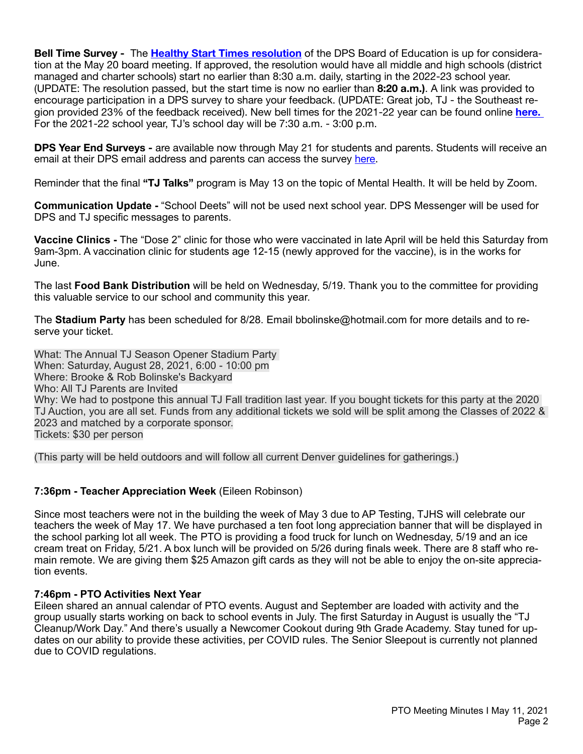**Bell Time Survey -** The **Healthy Start Times resolution** of the DPS Board of Education is up for consideration at the May 20 board meeting. If approved, the resolution would have all middle and high schools (district managed and charter schools) start no earlier than 8:30 a.m. daily, starting in the 2022-23 school year. (UPDATE: The resolution passed, but the start time is now no earlier than **8:20 a.m.)**. A link was provided to encourage participation in a DPS survey to share your feedback. (UPDATE: Great job, TJ - the Southeast region provided 23% of the feedback received). New bell times for the 2021-22 year can be found online **here.** For the 2021-22 school year, TJ's school day will be 7:30 a.m. - 3:00 p.m.

**DPS Year End Surveys -** are available now through May 21 for students and parents. Students will receive an email at their DPS email address and parents can access the survey here.

Reminder that the final **"TJ Talks"** program is May 13 on the topic of Mental Health. It will be held by Zoom.

**Communication Update -** "School Deets" will not be used next school year. DPS Messenger will be used for DPS and TJ specific messages to parents.

**Vaccine Clinics -** The "Dose 2" clinic for those who were vaccinated in late April will be held this Saturday from 9am-3pm. A vaccination clinic for students age 12-15 (newly approved for the vaccine), is in the works for June.

The last **Food Bank Distribution** will be held on Wednesday, 5/19. Thank you to the committee for providing this valuable service to our school and community this year.

The **Stadium Party** has been scheduled for 8/28. Email bbolinske@hotmail.com for more details and to reserve your ticket.

What: The Annual TJ Season Opener Stadium Party
When: Saturday, August 28, 2021, 6:00 - 10:00 pm
Where: Brooke & Rob Bolinske's Backyard
Who: All TJ Parents are Invited
Why: We had to postpone this annual TJ Fall tradition last year. If you bought tickets for this party at the 2020 TJ Auction, you are all set. Funds from any additional tickets we sold will be split among the Classes of 2022 & 2023 and matched by a corporate sponsor.
Tickets: $30 per person

(This party will be held outdoors and will follow all current Denver guidelines for gatherings.)

**7:36pm - Teacher Appreciation Week** (Eileen Robinson)

Since most teachers were not in the building the week of May 3 due to AP Testing, TJHS will celebrate our teachers the week of May 17. We have purchased a ten foot long appreciation banner that will be displayed in the school parking lot all week. The PTO is providing a food truck for lunch on Wednesday, 5/19 and an ice cream treat on Friday, 5/21. A box lunch will be provided on 5/26 during finals week. There are 8 staff who remain remote. We are giving them $25 Amazon gift cards as they will not be able to enjoy the on-site appreciation events.

**7:46pm - PTO Activities Next Year**

Eileen shared an annual calendar of PTO events. August and September are loaded with activity and the group usually starts working on back to school events in July. The first Saturday in August is usually the "TJ Cleanup/Work Day." And there's usually a Newcomer Cookout during 9th Grade Academy. Stay tuned for updates on our ability to provide these activities, per COVID rules. The Senior Sleepout is currently not planned due to COVID regulations.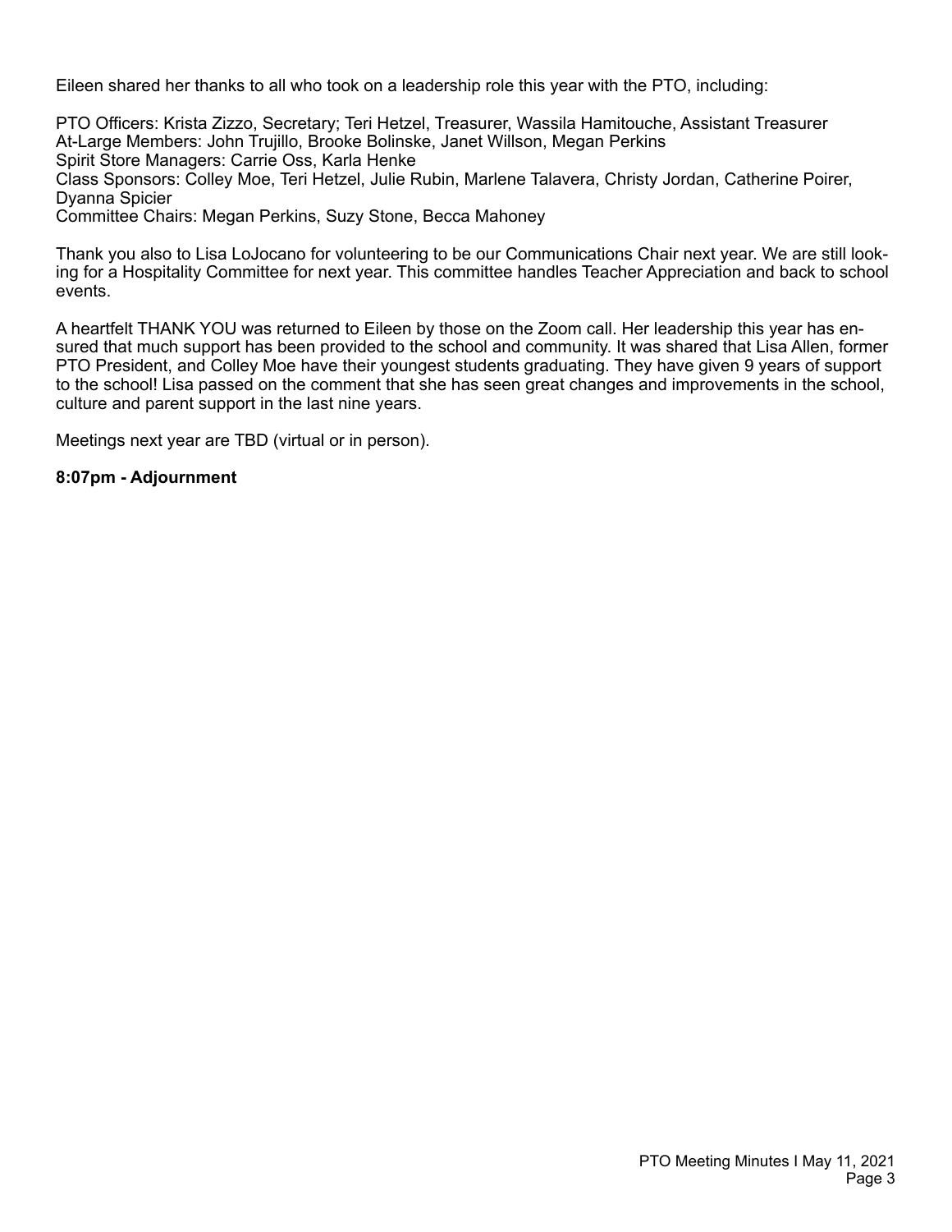Eileen shared her thanks to all who took on a leadership role this year with the PTO, including:

PTO Officers: Krista Zizzo, Secretary; Teri Hetzel, Treasurer, Wassila Hamitouche, Assistant Treasurer
At-Large Members: John Trujillo, Brooke Bolinske, Janet Willson, Megan Perkins
Spirit Store Managers: Carrie Oss, Karla Henke
Class Sponsors: Colley Moe, Teri Hetzel, Julie Rubin, Marlene Talavera, Christy Jordan, Catherine Poirer, Dyanna Spicier
Committee Chairs: Megan Perkins, Suzy Stone, Becca Mahoney

Thank you also to Lisa LoJocano for volunteering to be our Communications Chair next year. We are still looking for a Hospitality Committee for next year. This committee handles Teacher Appreciation and back to school events.

A heartfelt THANK YOU was returned to Eileen by those on the Zoom call. Her leadership this year has ensured that much support has been provided to the school and community. It was shared that Lisa Allen, former PTO President, and Colley Moe have their youngest students graduating. They have given 9 years of support to the school! Lisa passed on the comment that she has seen great changes and improvements in the school, culture and parent support in the last nine years.

Meetings next year are TBD (virtual or in person).

**8:07pm - Adjournment**